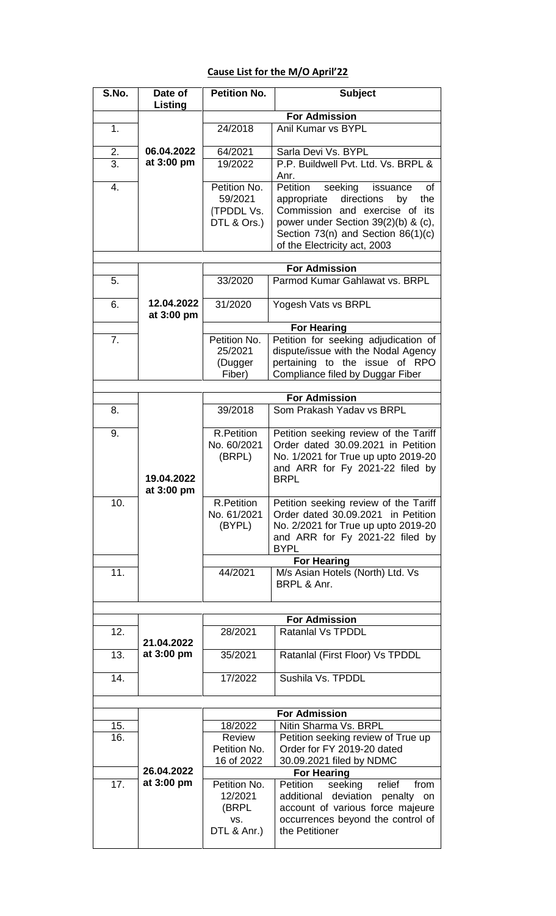**Cause List for the M/O April'22**

| S.No. | Date of Listing | Petition No. | Subject |
|---|---|---|---|
| | | | **For Admission** |
| 1. | 06.04.2022 at 3:00 pm | 24/2018 | Anil Kumar vs BYPL |
| 2. | | 64/2021 | Sarla Devi Vs. BYPL |
| 3. | | 19/2022 | P.P. Buildwell Pvt. Ltd. Vs. BRPL & Anr. |
| 4. | | Petition No. 59/2021 (TPDDL Vs. DTL & Ors.) | Petition seeking issuance of appropriate directions by the Commission and exercise of its power under Section 39(2)(b) & (c), Section 73(n) and Section 86(1)(c) of the Electricity act, 2003 |
| | | | **For Admission** |
| 5. | 12.04.2022 at 3:00 pm | 33/2020 | Parmod Kumar Gahlawat vs. BRPL |
| 6. | | 31/2020 | Yogesh Vats vs BRPL |
| | | | **For Hearing** |
| 7. | | Petition No. 25/2021 (Dugger Fiber) | Petition for seeking adjudication of dispute/issue with the Nodal Agency pertaining to the issue of RPO Compliance filed by Duggar Fiber |
| | | | **For Admission** |
| 8. | 19.04.2022 at 3:00 pm | 39/2018 | Som Prakash Yadav vs BRPL |
| 9. | | R.Petition No. 60/2021 (BRPL) | Petition seeking review of the Tariff Order dated 30.09.2021 in Petition No. 1/2021 for True up upto 2019-20 and ARR for Fy 2021-22 filed by BRPL |
| 10. | | R.Petition No. 61/2021 (BYPL) | Petition seeking review of the Tariff Order dated 30.09.2021 in Petition No. 2/2021 for True up upto 2019-20 and ARR for Fy 2021-22 filed by BYPL |
| | | | **For Hearing** |
| 11. | | 44/2021 | M/s Asian Hotels (North) Ltd. Vs BRPL & Anr. |
| | | | **For Admission** |
| 12. | 21.04.2022 at 3:00 pm | 28/2021 | Ratanlal Vs TPDDL |
| 13. | | 35/2021 | Ratanlal (First Floor) Vs TPDDL |
| 14. | | 17/2022 | Sushila Vs. TPDDL |
| | | | **For Admission** |
| 15. | 26.04.2022 at 3:00 pm | 18/2022 | Nitin Sharma Vs. BRPL |
| 16. | | Review Petition No. 16 of 2022 | Petition seeking review of True up Order for FY 2019-20 dated 30.09.2021 filed by NDMC |
| | | | **For Hearing** |
| 17. | | Petition No. 12/2021 (BRPL vs. DTL & Anr.) | Petition seeking relief from additional deviation penalty on account of various force majeure occurrences beyond the control of the Petitioner |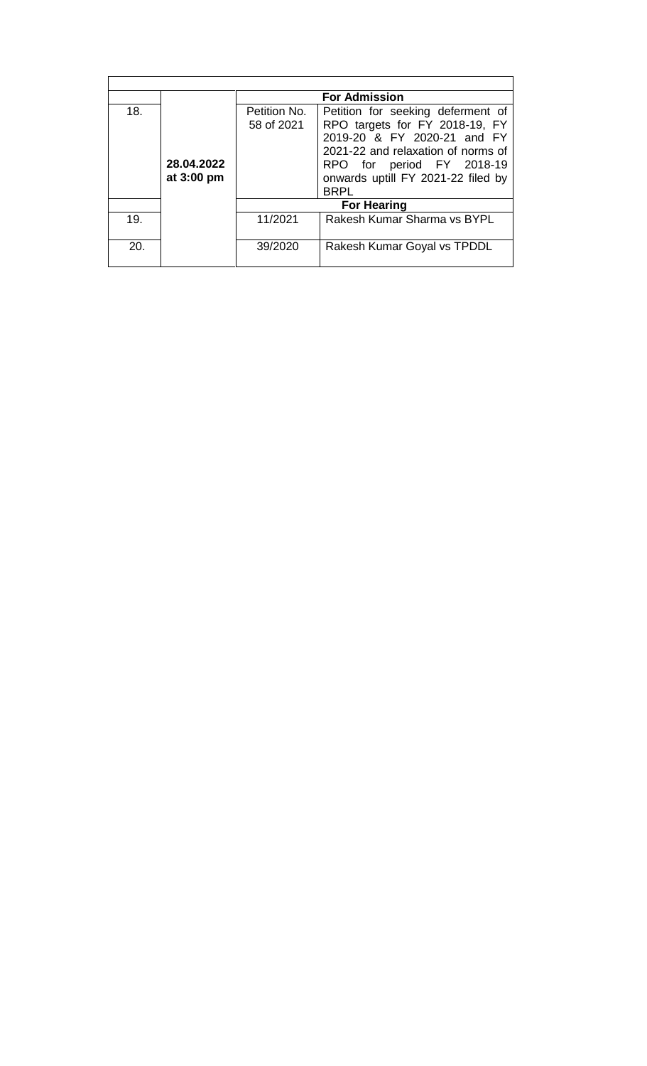| | | | |
|---|---|---|---|
| | | **For Admission** | |
| 18. | **28.04.2022 at 3:00 pm** | Petition No. 58 of 2021 | Petition for seeking deferment of RPO targets for FY 2018-19, FY 2019-20 & FY 2020-21 and FY 2021-22 and relaxation of norms of RPO for period FY 2018-19 onwards uptill FY 2021-22 filed by BRPL |
| | | **For Hearing** | |
| 19. | | 11/2021 | Rakesh Kumar Sharma vs BYPL |
| 20. | | 39/2020 | Rakesh Kumar Goyal vs TPDDL |